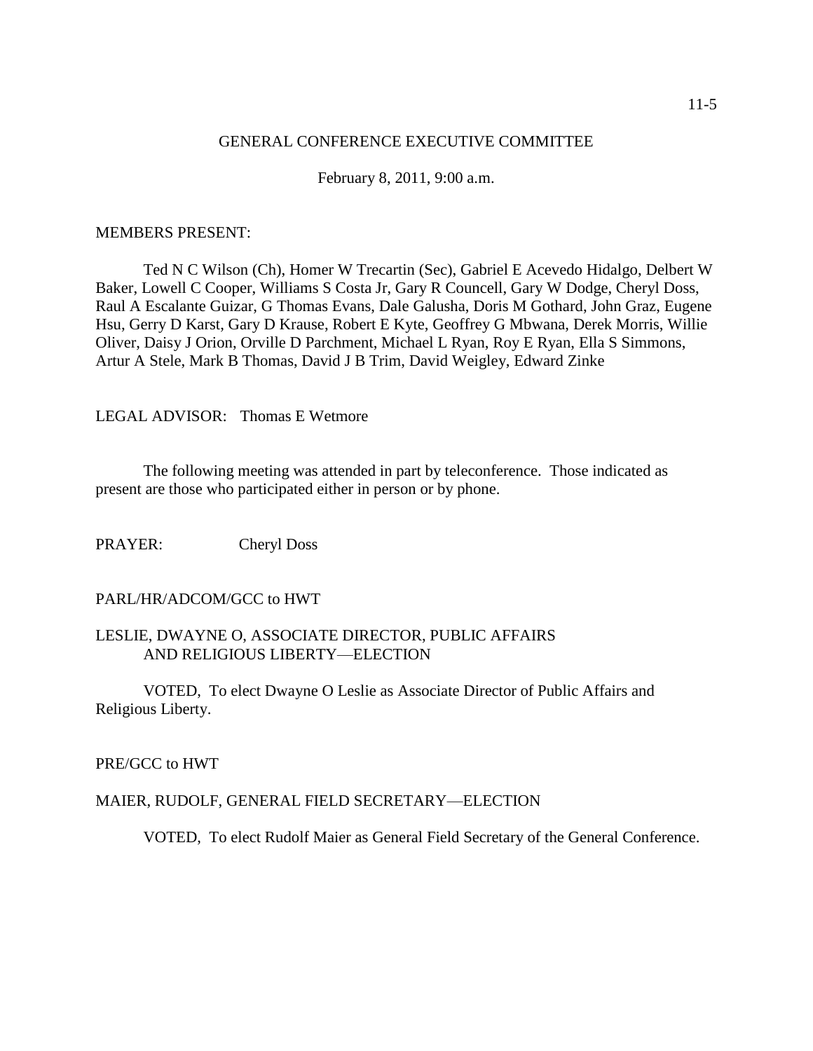GENERAL CONFERENCE EXECUTIVE COMMITTEE

February 8, 2011, 9:00 a.m.

MEMBERS PRESENT:

Ted N C Wilson (Ch), Homer W Trecartin (Sec), Gabriel E Acevedo Hidalgo, Delbert W Baker, Lowell C Cooper, Williams S Costa Jr, Gary R Councell, Gary W Dodge, Cheryl Doss, Raul A Escalante Guizar, G Thomas Evans, Dale Galusha, Doris M Gothard, John Graz, Eugene Hsu, Gerry D Karst, Gary D Krause, Robert E Kyte, Geoffrey G Mbwana, Derek Morris, Willie Oliver, Daisy J Orion, Orville D Parchment, Michael L Ryan, Roy E Ryan, Ella S Simmons, Artur A Stele, Mark B Thomas, David J B Trim, David Weigley, Edward Zinke

LEGAL ADVISOR: Thomas E Wetmore

The following meeting was attended in part by teleconference. Those indicated as present are those who participated either in person or by phone.

PRAYER: Cheryl Doss

PARL/HR/ADCOM/GCC to HWT

LESLIE, DWAYNE O, ASSOCIATE DIRECTOR, PUBLIC AFFAIRS AND RELIGIOUS LIBERTY—ELECTION

VOTED, To elect Dwayne O Leslie as Associate Director of Public Affairs and Religious Liberty.

PRE/GCC to HWT

MAIER, RUDOLF, GENERAL FIELD SECRETARY—ELECTION

VOTED, To elect Rudolf Maier as General Field Secretary of the General Conference.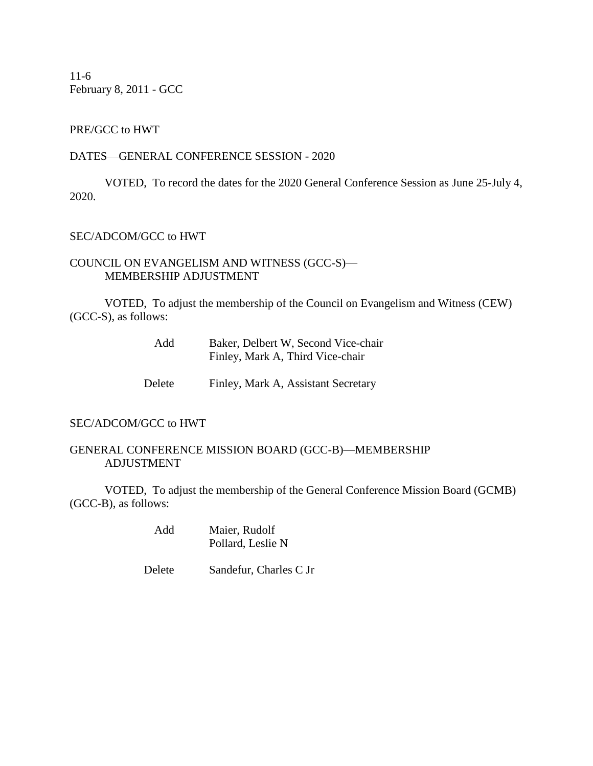11-6
February 8, 2011 - GCC

PRE/GCC to HWT

DATES—GENERAL CONFERENCE SESSION - 2020

VOTED, To record the dates for the 2020 General Conference Session as June 25-July 4, 2020.

SEC/ADCOM/GCC to HWT

COUNCIL ON EVANGELISM AND WITNESS (GCC-S)—MEMBERSHIP ADJUSTMENT

VOTED, To adjust the membership of the Council on Evangelism and Witness (CEW) (GCC-S), as follows:

| | |
|---|---|
| Add | Baker, Delbert W, Second Vice-chair |
| | Finley, Mark A, Third Vice-chair |
| Delete | Finley, Mark A, Assistant Secretary |

SEC/ADCOM/GCC to HWT

GENERAL CONFERENCE MISSION BOARD (GCC-B)—MEMBERSHIP ADJUSTMENT

VOTED, To adjust the membership of the General Conference Mission Board (GCMB) (GCC-B), as follows:

| | |
|---|---|
| Add | Maier, Rudolf |
| | Pollard, Leslie N |
| Delete | Sandefur, Charles C Jr |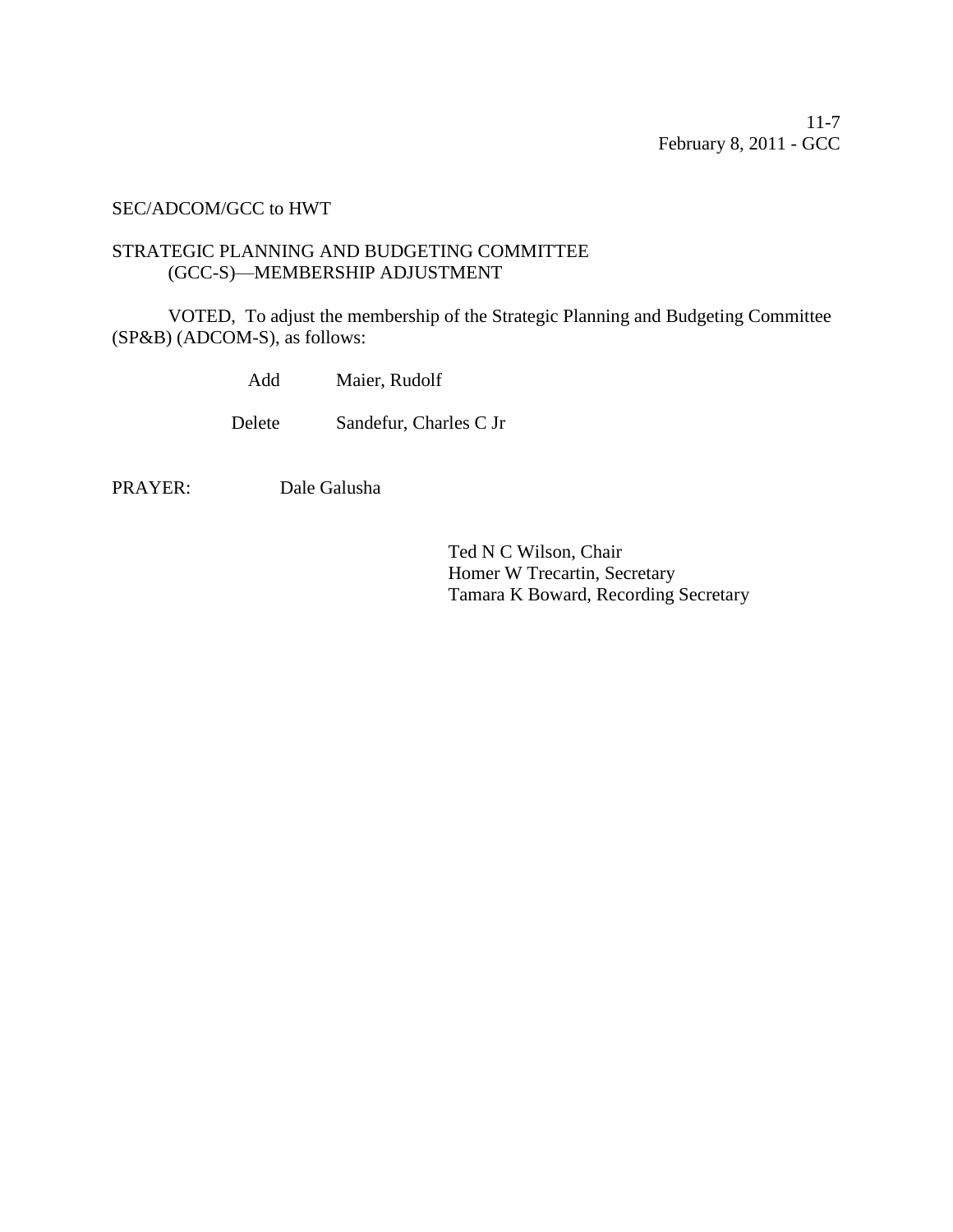11-7
February 8, 2011 - GCC

SEC/ADCOM/GCC to HWT

STRATEGIC PLANNING AND BUDGETING COMMITTEE
(GCC-S)—MEMBERSHIP ADJUSTMENT

VOTED, To adjust the membership of the Strategic Planning and Budgeting Committee (SP&B) (ADCOM-S), as follows:

| | |
|---|---|
| Add | Maier, Rudolf |
| Delete | Sandefur, Charles C Jr |

PRAYER: Dale Galusha

Ted N C Wilson, Chair
Homer W Trecartin, Secretary
Tamara K Boward, Recording Secretary